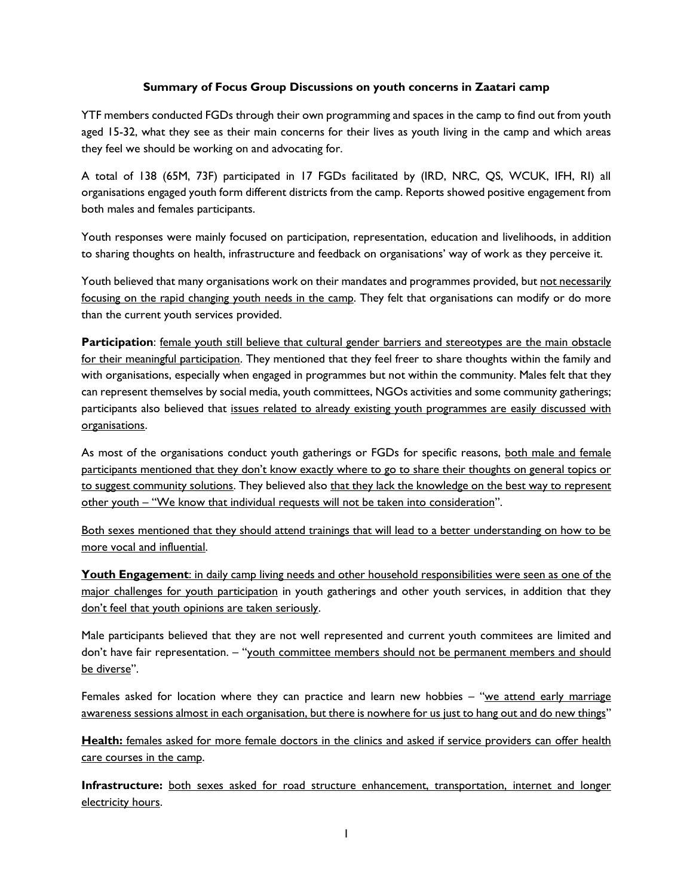**Summary of Focus Group Discussions on youth concerns in Zaatari camp**

YTF members conducted FGDs through their own programming and spaces in the camp to find out from youth aged 15-32, what they see as their main concerns for their lives as youth living in the camp and which areas they feel we should be working on and advocating for.

A total of 138 (65M, 73F) participated in 17 FGDs facilitated by (IRD, NRC, QS, WCUK, IFH, RI) all organisations engaged youth form different districts from the camp. Reports showed positive engagement from both males and females participants.

Youth responses were mainly focused on participation, representation, education and livelihoods, in addition to sharing thoughts on health, infrastructure and feedback on organisations' way of work as they perceive it.

Youth believed that many organisations work on their mandates and programmes provided, but not necessarily focusing on the rapid changing youth needs in the camp. They felt that organisations can modify or do more than the current youth services provided.

**Participation**: female youth still believe that cultural gender barriers and stereotypes are the main obstacle for their meaningful participation. They mentioned that they feel freer to share thoughts within the family and with organisations, especially when engaged in programmes but not within the community. Males felt that they can represent themselves by social media, youth committees, NGOs activities and some community gatherings; participants also believed that issues related to already existing youth programmes are easily discussed with organisations.

As most of the organisations conduct youth gatherings or FGDs for specific reasons, both male and female participants mentioned that they don't know exactly where to go to share their thoughts on general topics or to suggest community solutions. They believed also that they lack the knowledge on the best way to represent other youth – "We know that individual requests will not be taken into consideration".

Both sexes mentioned that they should attend trainings that will lead to a better understanding on how to be more vocal and influential.

**Youth Engagement**: in daily camp living needs and other household responsibilities were seen as one of the major challenges for youth participation in youth gatherings and other youth services, in addition that they don't feel that youth opinions are taken seriously.

Male participants believed that they are not well represented and current youth commitees are limited and don't have fair representation. – "youth committee members should not be permanent members and should be diverse".

Females asked for location where they can practice and learn new hobbies – "we attend early marriage awareness sessions almost in each organisation, but there is nowhere for us just to hang out and do new things"

**Health:** females asked for more female doctors in the clinics and asked if service providers can offer health care courses in the camp.

**Infrastructure:** both sexes asked for road structure enhancement, transportation, internet and longer electricity hours.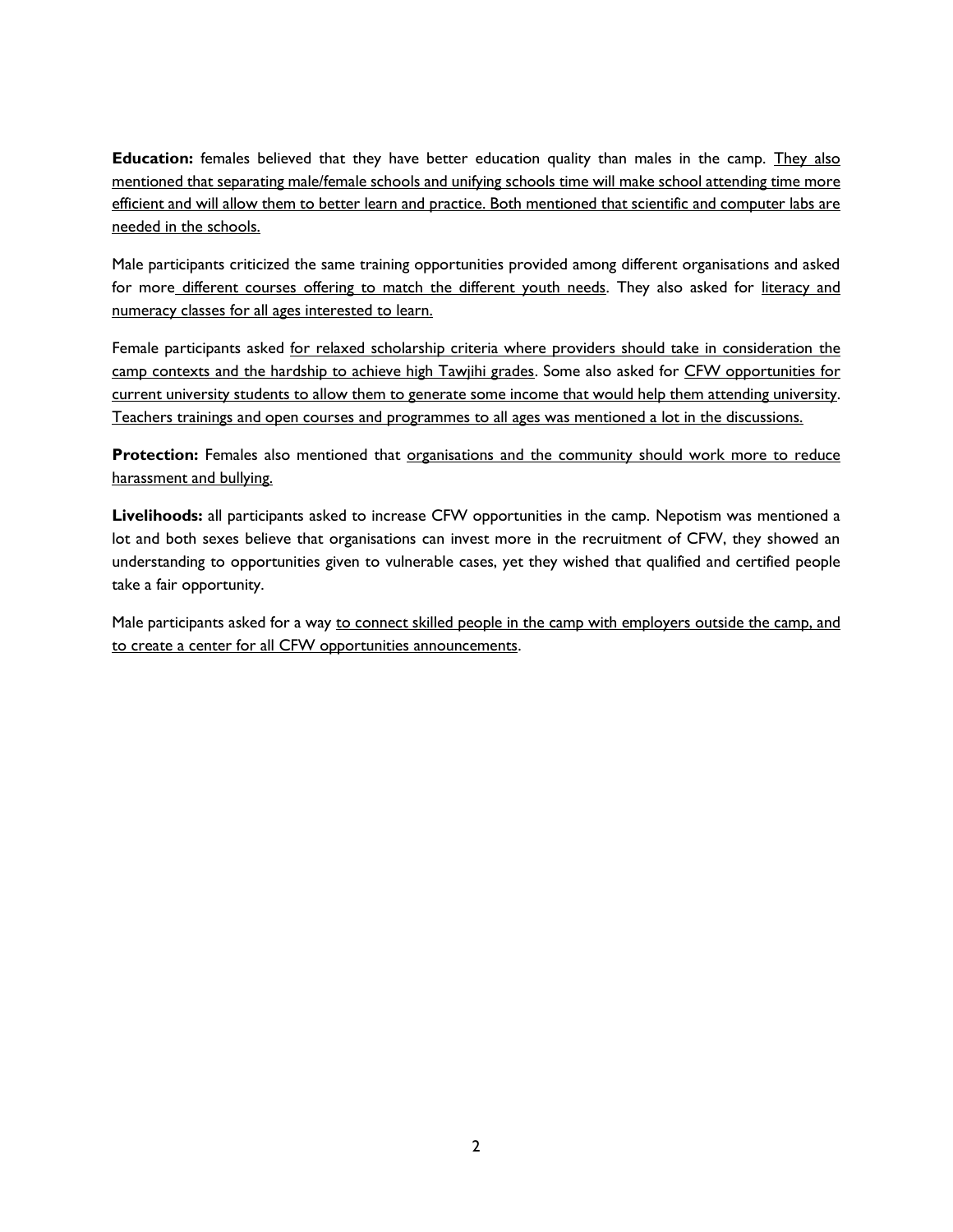**Education:** females believed that they have better education quality than males in the camp. <u>They also mentioned that separating male/female schools and unifying schools time will make school attending time more efficient and will allow them to better learn and practice. Both mentioned that scientific and computer labs are needed in the schools.</u>

Male participants criticized the same training opportunities provided among different organisations and asked for more <u>different courses offering to match the different youth needs</u>. They also asked for <u>literacy and numeracy classes for all ages interested to learn.</u>

Female participants asked <u>for relaxed scholarship criteria where providers should take in consideration the camp contexts and the hardship to achieve high Tawjihi grades</u>. Some also asked for <u>CFW opportunities for current university students to allow them to generate some income that would help them attending university</u>. <u>Teachers trainings and open courses and programmes to all ages was mentioned a lot in the discussions.</u>

**Protection:** Females also mentioned that <u>organisations and the community should work more to reduce harassment and bullying</u>.

**Livelihoods:** all participants asked to increase CFW opportunities in the camp. Nepotism was mentioned a lot and both sexes believe that organisations can invest more in the recruitment of CFW, they showed an understanding to opportunities given to vulnerable cases, yet they wished that qualified and certified people take a fair opportunity.

Male participants asked for a way <u>to connect skilled people in the camp with employers outside the camp, and to create a center for all CFW opportunities announcements</u>.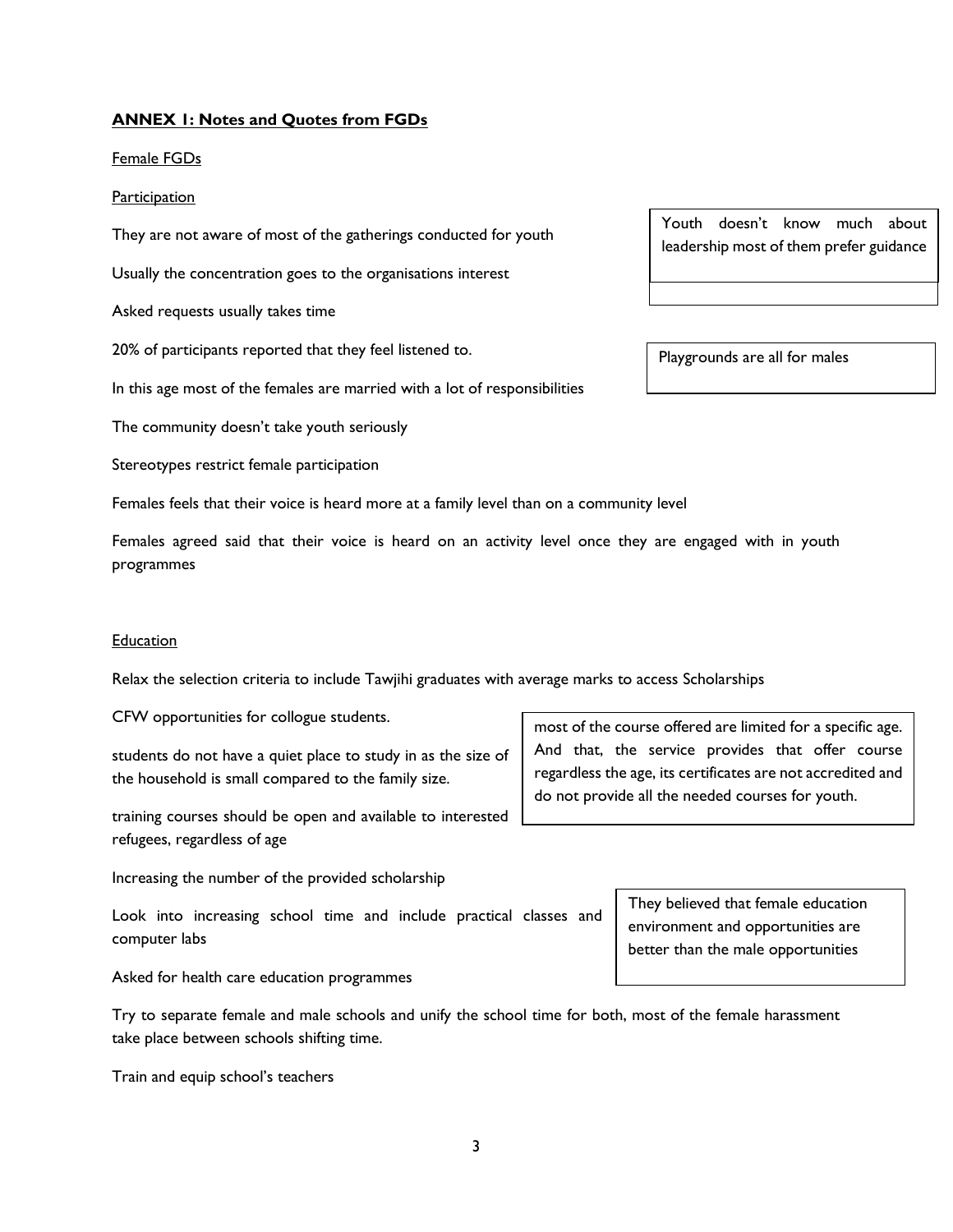**ANNEX 1: Notes and Quotes from FGDs**

Female FGDs

Participation

They are not aware of most of the gatherings conducted for youth

Usually the concentration goes to the organisations interest

Asked requests usually takes time

20% of participants reported that they feel listened to.

In this age most of the females are married with a lot of responsibilities

The community doesn't take youth seriously

Stereotypes restrict female participation

Females feels that their voice is heard more at a family level than on a community level

Females agreed said that their voice is heard on an activity level once they are engaged with in youth programmes

> Youth doesn't know much about leadership most of them prefer guidance

> Playgrounds are all for males

Education

Relax the selection criteria to include Tawjihi graduates with average marks to access Scholarships

CFW opportunities for collogue students.

students do not have a quiet place to study in as the size of the household is small compared to the family size.

training courses should be open and available to interested refugees, regardless of age

Increasing the number of the provided scholarship

Look into increasing school time and include practical classes and computer labs

Asked for health care education programmes

Try to separate female and male schools and unify the school time for both, most of the female harassment take place between schools shifting time.

Train and equip school's teachers

> most of the course offered are limited for a specific age. And that, the service provides that offer course regardless the age, its certificates are not accredited and do not provide all the needed courses for youth.

> They believed that female education environment and opportunities are better than the male opportunities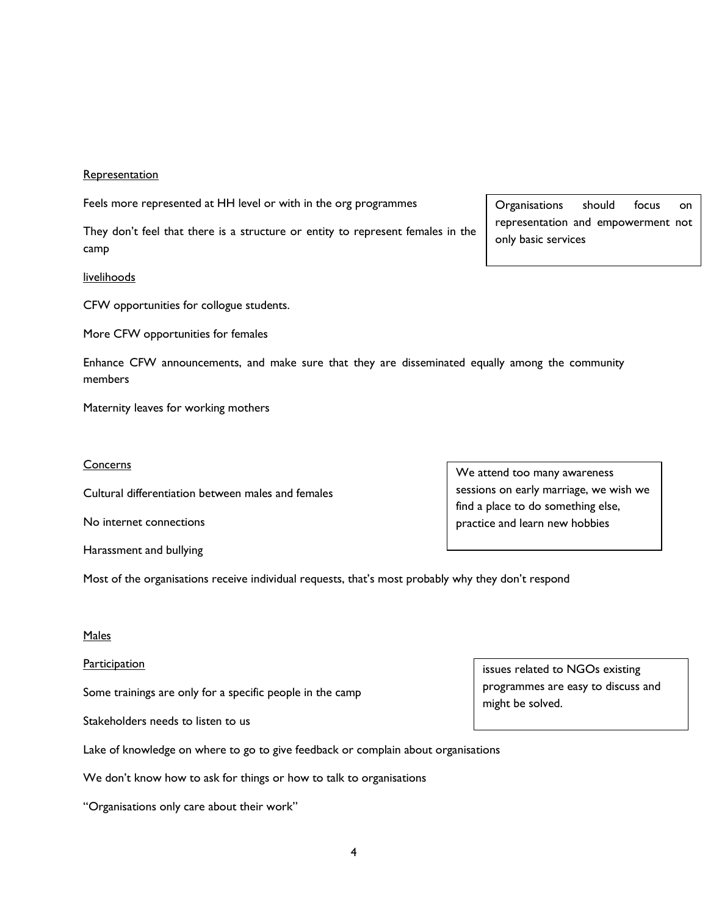Representation

Feels more represented at HH level or with in the org programmes

They don't feel that there is a structure or entity to represent females in the camp

> Organisations should focus on representation and empowerment not only basic services

livelihoods

CFW opportunities for collogue students.

More CFW opportunities for females

Enhance CFW announcements, and make sure that they are disseminated equally among the community members

Maternity leaves for working mothers

Concerns

Cultural differentiation between males and females

No internet connections

Harassment and bullying

> We attend too many awareness sessions on early marriage, we wish we find a place to do something else, practice and learn new hobbies

Most of the organisations receive individual requests, that's most probably why they don't respond

Males

Participation

Some trainings are only for a specific people in the camp

Stakeholders needs to listen to us

> issues related to NGOs existing programmes are easy to discuss and might be solved.

Lake of knowledge on where to go to give feedback or complain about organisations

We don't know how to ask for things or how to talk to organisations

"Organisations only care about their work"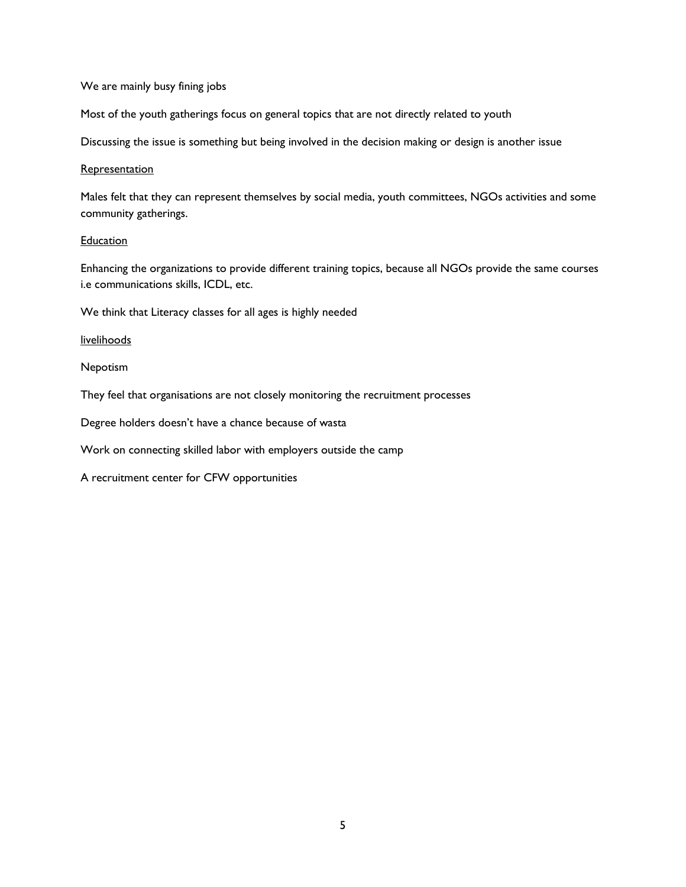We are mainly busy fining jobs

Most of the youth gatherings focus on general topics that are not directly related to youth

Discussing the issue is something but being involved in the decision making or design is another issue

<u>Representation</u>

Males felt that they can represent themselves by social media, youth committees, NGOs activities and some community gatherings.

<u>Education</u>

Enhancing the organizations to provide different training topics, because all NGOs provide the same courses i.e communications skills, ICDL, etc.

We think that Literacy classes for all ages is highly needed

<u>livelihoods</u>

Nepotism

They feel that organisations are not closely monitoring the recruitment processes

Degree holders doesn't have a chance because of wasta

Work on connecting skilled labor with employers outside the camp

A recruitment center for CFW opportunities